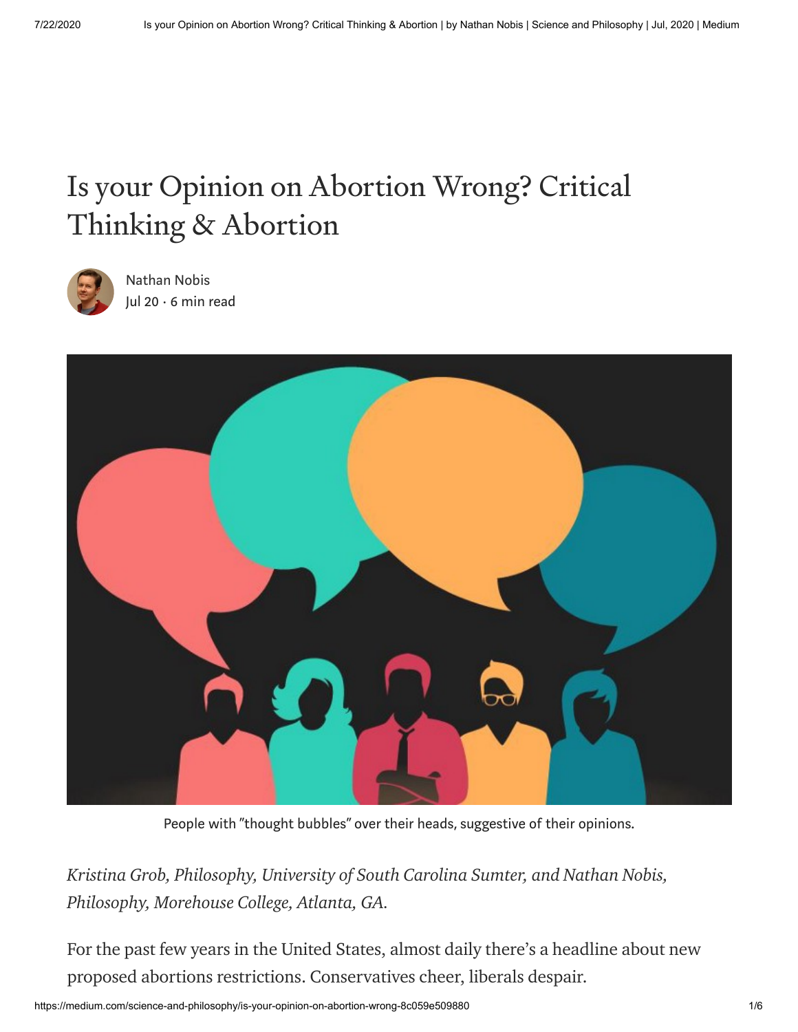# Is your Opinion on Abortion Wrong? Critical Thinking & Abortion

Nathan Nobis
Jul 20 · 6 min read

People with "thought bubbles" over their heads, suggestive of their opinions.

*Kristina Grob, Philosophy, University of South Carolina Sumter, and Nathan Nobis, Philosophy, Morehouse College, Atlanta, GA.*

For the past few years in the United States, almost daily there's a headline about new proposed abortions restrictions. Conservatives cheer, liberals despair.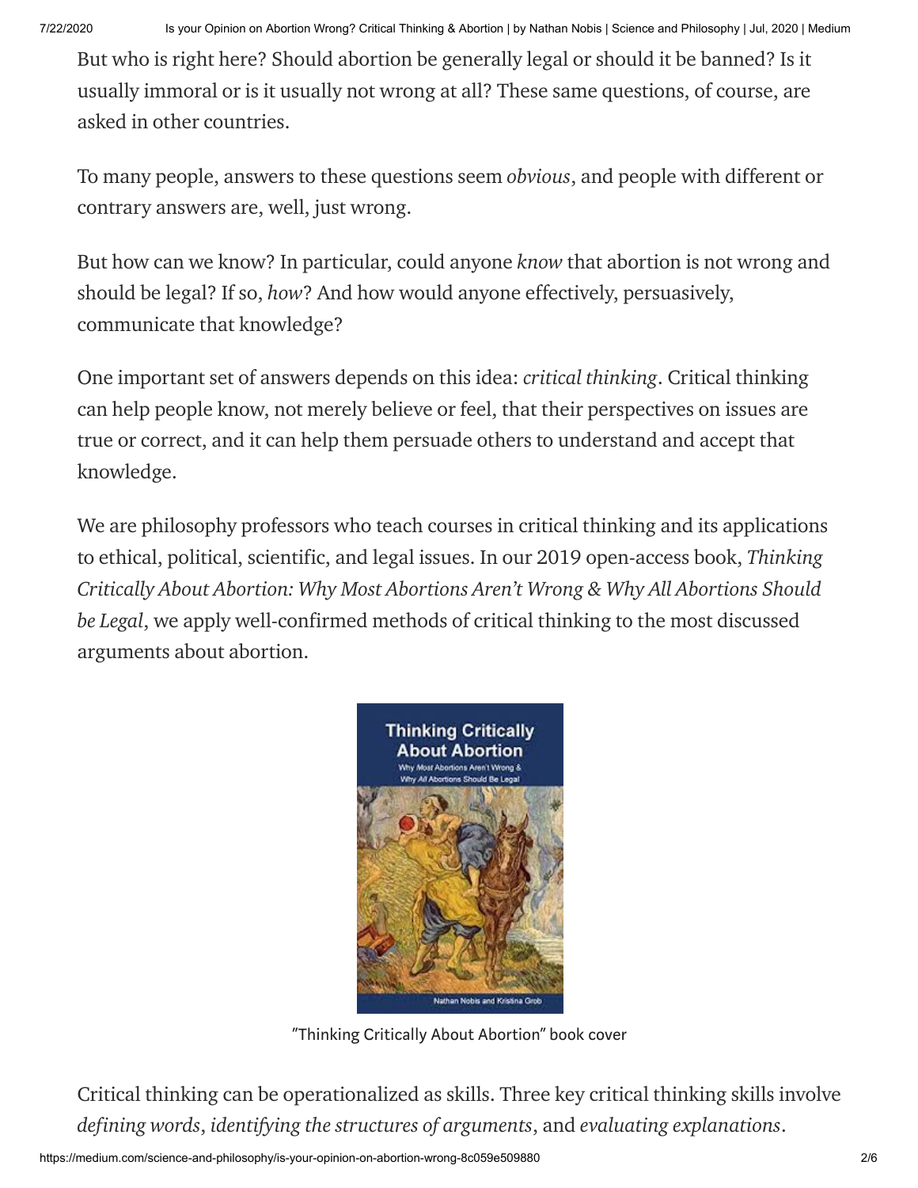But who is right here? Should abortion be generally legal or should it be banned? Is it usually immoral or is it usually not wrong at all? These same questions, of course, are asked in other countries.

To many people, answers to these questions seem *obvious*, and people with different or contrary answers are, well, just wrong.

But how can we know? In particular, could anyone *know* that abortion is not wrong and should be legal? If so, *how*? And how would anyone effectively, persuasively, communicate that knowledge?

One important set of answers depends on this idea: *critical thinking*. Critical thinking can help people know, not merely believe or feel, that their perspectives on issues are true or correct, and it can help them persuade others to understand and accept that knowledge.

We are philosophy professors who teach courses in critical thinking and its applications to ethical, political, scientific, and legal issues. In our 2019 open-access book, *Thinking Critically About Abortion: Why Most Abortions Aren't Wrong & Why All Abortions Should be Legal*, we apply well-confirmed methods of critical thinking to the most discussed arguments about abortion.

"Thinking Critically About Abortion" book cover

Critical thinking can be operationalized as skills. Three key critical thinking skills involve *defining words*, *identifying the structures of arguments*, and *evaluating explanations*.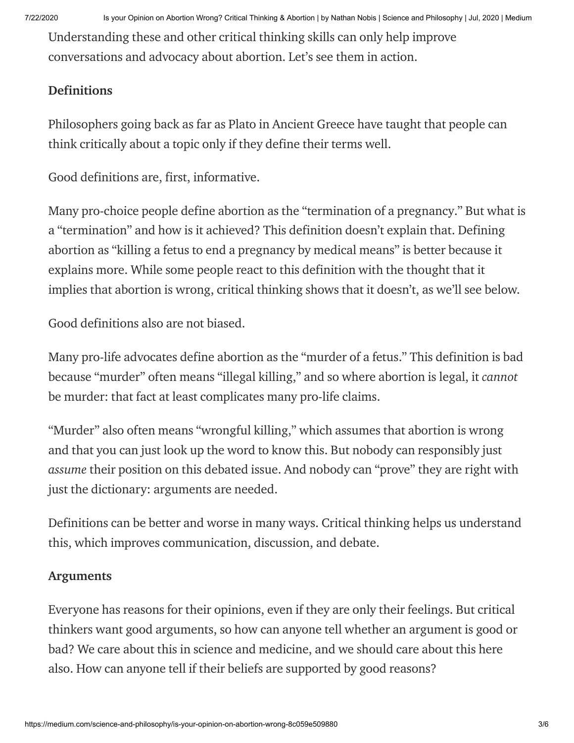Understanding these and other critical thinking skills can only help improve conversations and advocacy about abortion. Let's see them in action.

### Definitions

Philosophers going back as far as Plato in Ancient Greece have taught that people can think critically about a topic only if they define their terms well.

Good definitions are, first, informative.

Many pro-choice people define abortion as the "termination of a pregnancy." But what is a "termination" and how is it achieved? This definition doesn't explain that. Defining abortion as "killing a fetus to end a pregnancy by medical means" is better because it explains more. While some people react to this definition with the thought that it implies that abortion is wrong, critical thinking shows that it doesn't, as we'll see below.

Good definitions also are not biased.

Many pro-life advocates define abortion as the "murder of a fetus." This definition is bad because "murder" often means "illegal killing," and so where abortion is legal, it *cannot* be murder: that fact at least complicates many pro-life claims.

"Murder" also often means "wrongful killing," which assumes that abortion is wrong and that you can just look up the word to know this. But nobody can responsibly just *assume* their position on this debated issue. And nobody can "prove" they are right with just the dictionary: arguments are needed.

Definitions can be better and worse in many ways. Critical thinking helps us understand this, which improves communication, discussion, and debate.

### Arguments

Everyone has reasons for their opinions, even if they are only their feelings. But critical thinkers want good arguments, so how can anyone tell whether an argument is good or bad? We care about this in science and medicine, and we should care about this here also. How can anyone tell if their beliefs are supported by good reasons?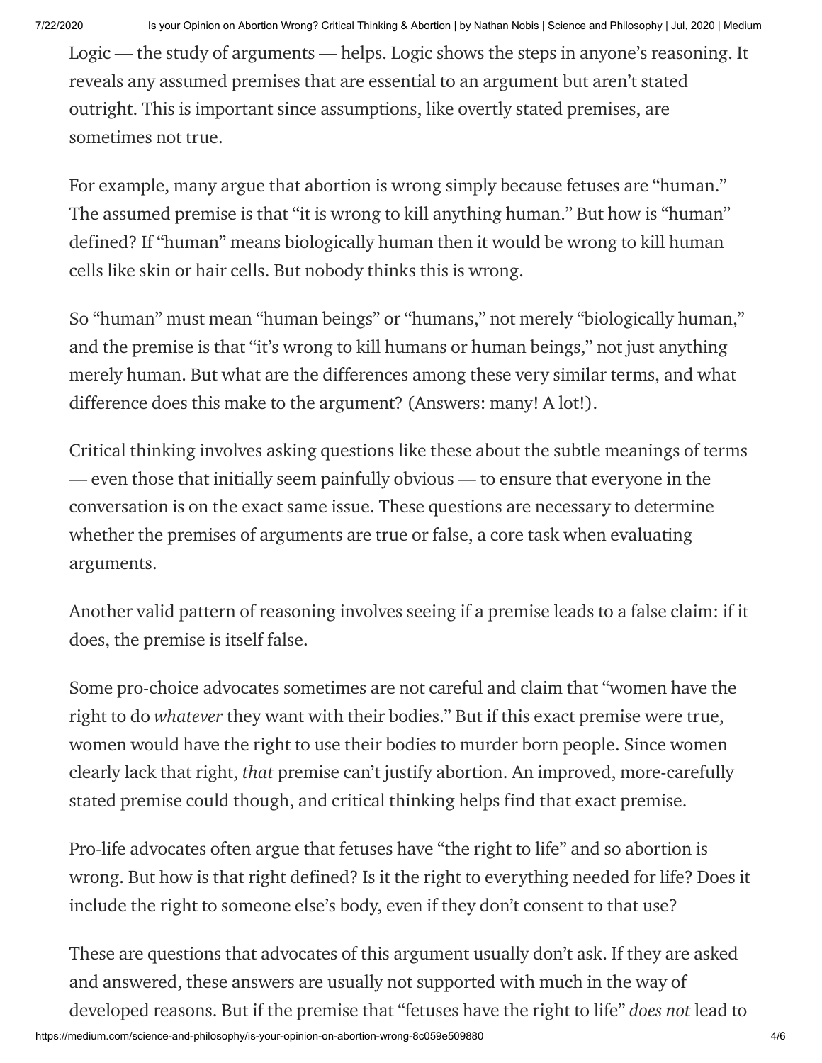Logic — the study of arguments — helps. Logic shows the steps in anyone's reasoning. It reveals any assumed premises that are essential to an argument but aren't stated outright. This is important since assumptions, like overtly stated premises, are sometimes not true.

For example, many argue that abortion is wrong simply because fetuses are "human." The assumed premise is that "it is wrong to kill anything human." But how is "human" defined? If "human" means biologically human then it would be wrong to kill human cells like skin or hair cells. But nobody thinks this is wrong.

So "human" must mean "human beings" or "humans," not merely "biologically human," and the premise is that "it's wrong to kill humans or human beings," not just anything merely human. But what are the differences among these very similar terms, and what difference does this make to the argument? (Answers: many! A lot!).

Critical thinking involves asking questions like these about the subtle meanings of terms — even those that initially seem painfully obvious — to ensure that everyone in the conversation is on the exact same issue. These questions are necessary to determine whether the premises of arguments are true or false, a core task when evaluating arguments.

Another valid pattern of reasoning involves seeing if a premise leads to a false claim: if it does, the premise is itself false.

Some pro-choice advocates sometimes are not careful and claim that "women have the right to do *whatever* they want with their bodies." But if this exact premise were true, women would have the right to use their bodies to murder born people. Since women clearly lack that right, *that* premise can't justify abortion. An improved, more-carefully stated premise could though, and critical thinking helps find that exact premise.

Pro-life advocates often argue that fetuses have "the right to life" and so abortion is wrong. But how is that right defined? Is it the right to everything needed for life? Does it include the right to someone else's body, even if they don't consent to that use?

These are questions that advocates of this argument usually don't ask. If they are asked and answered, these answers are usually not supported with much in the way of developed reasons. But if the premise that "fetuses have the right to life" *does not* lead to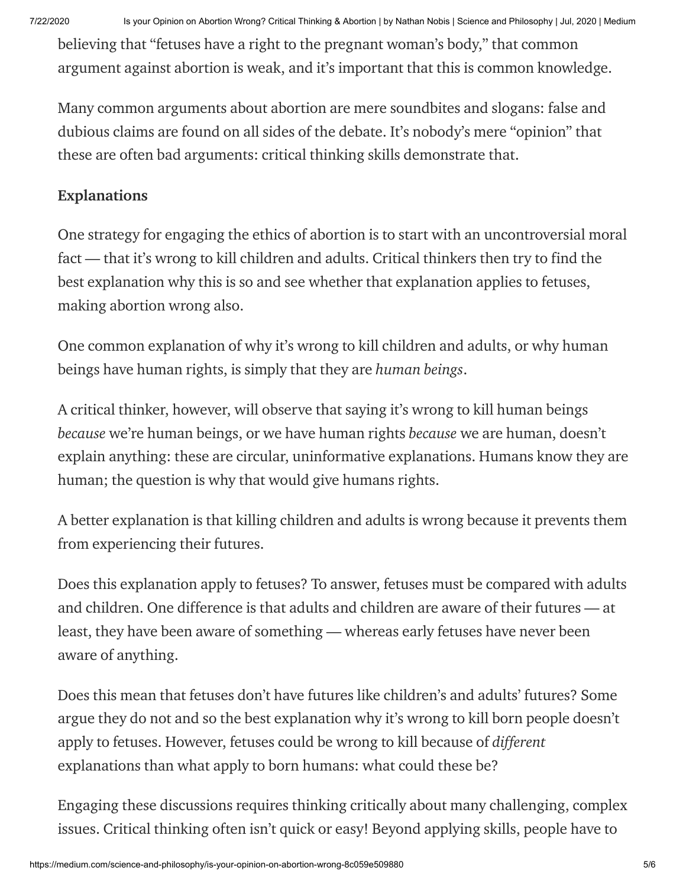believing that "fetuses have a right to the pregnant woman's body," that common argument against abortion is weak, and it's important that this is common knowledge.

Many common arguments about abortion are mere soundbites and slogans: false and dubious claims are found on all sides of the debate. It's nobody's mere "opinion" that these are often bad arguments: critical thinking skills demonstrate that.

**Explanations**

One strategy for engaging the ethics of abortion is to start with an uncontroversial moral fact — that it's wrong to kill children and adults. Critical thinkers then try to find the best explanation why this is so and see whether that explanation applies to fetuses, making abortion wrong also.

One common explanation of why it's wrong to kill children and adults, or why human beings have human rights, is simply that they are *human beings*.

A critical thinker, however, will observe that saying it's wrong to kill human beings *because* we're human beings, or we have human rights *because* we are human, doesn't explain anything: these are circular, uninformative explanations. Humans know they are human; the question is why that would give humans rights.

A better explanation is that killing children and adults is wrong because it prevents them from experiencing their futures.

Does this explanation apply to fetuses? To answer, fetuses must be compared with adults and children. One difference is that adults and children are aware of their futures — at least, they have been aware of something — whereas early fetuses have never been aware of anything.

Does this mean that fetuses don't have futures like children's and adults' futures? Some argue they do not and so the best explanation why it's wrong to kill born people doesn't apply to fetuses. However, fetuses could be wrong to kill because of *different* explanations than what apply to born humans: what could these be?

Engaging these discussions requires thinking critically about many challenging, complex issues. Critical thinking often isn't quick or easy! Beyond applying skills, people have to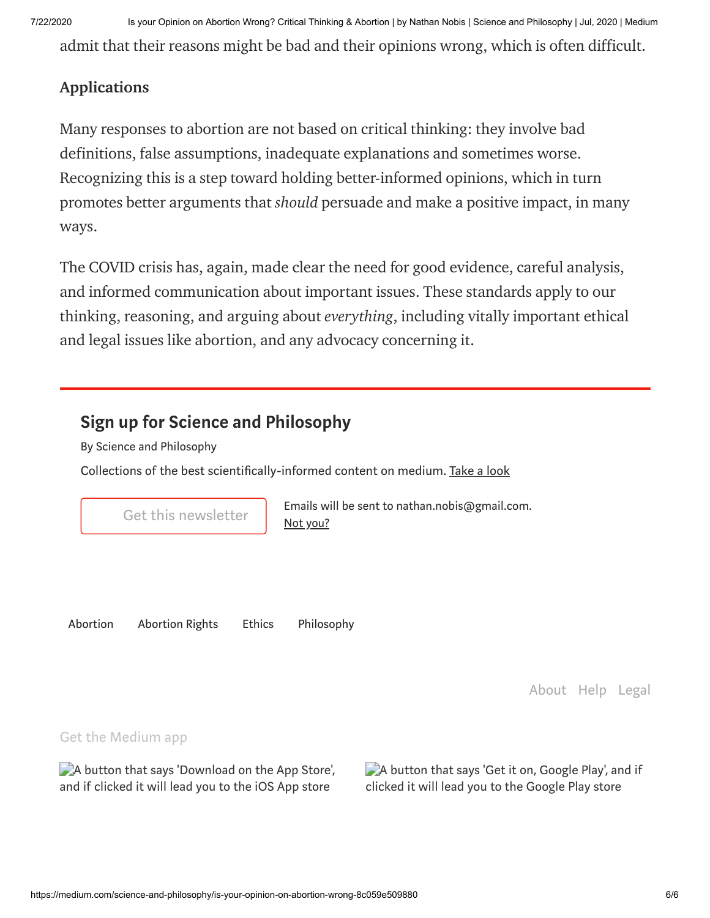admit that their reasons might be bad and their opinions wrong, which is often difficult.

### Applications

Many responses to abortion are not based on critical thinking: they involve bad definitions, false assumptions, inadequate explanations and sometimes worse. Recognizing this is a step toward holding better-informed opinions, which in turn promotes better arguments that *should* persuade and make a positive impact, in many ways.

The COVID crisis has, again, made clear the need for good evidence, careful analysis, and informed communication about important issues. These standards apply to our thinking, reasoning, and arguing about *everything*, including vitally important ethical and legal issues like abortion, and any advocacy concerning it.

---

## Sign up for Science and Philosophy

By Science and Philosophy

Collections of the best scientifically-informed content on medium. Take a look

Get this newsletter

Emails will be sent to nathan.nobis@gmail.com. Not you?

Abortion Abortion Rights Ethics Philosophy

About Help Legal

Get the Medium app

A button that says 'Download on the App Store', and if clicked it will lead you to the iOS App store

A button that says 'Get it on, Google Play', and if clicked it will lead you to the Google Play store